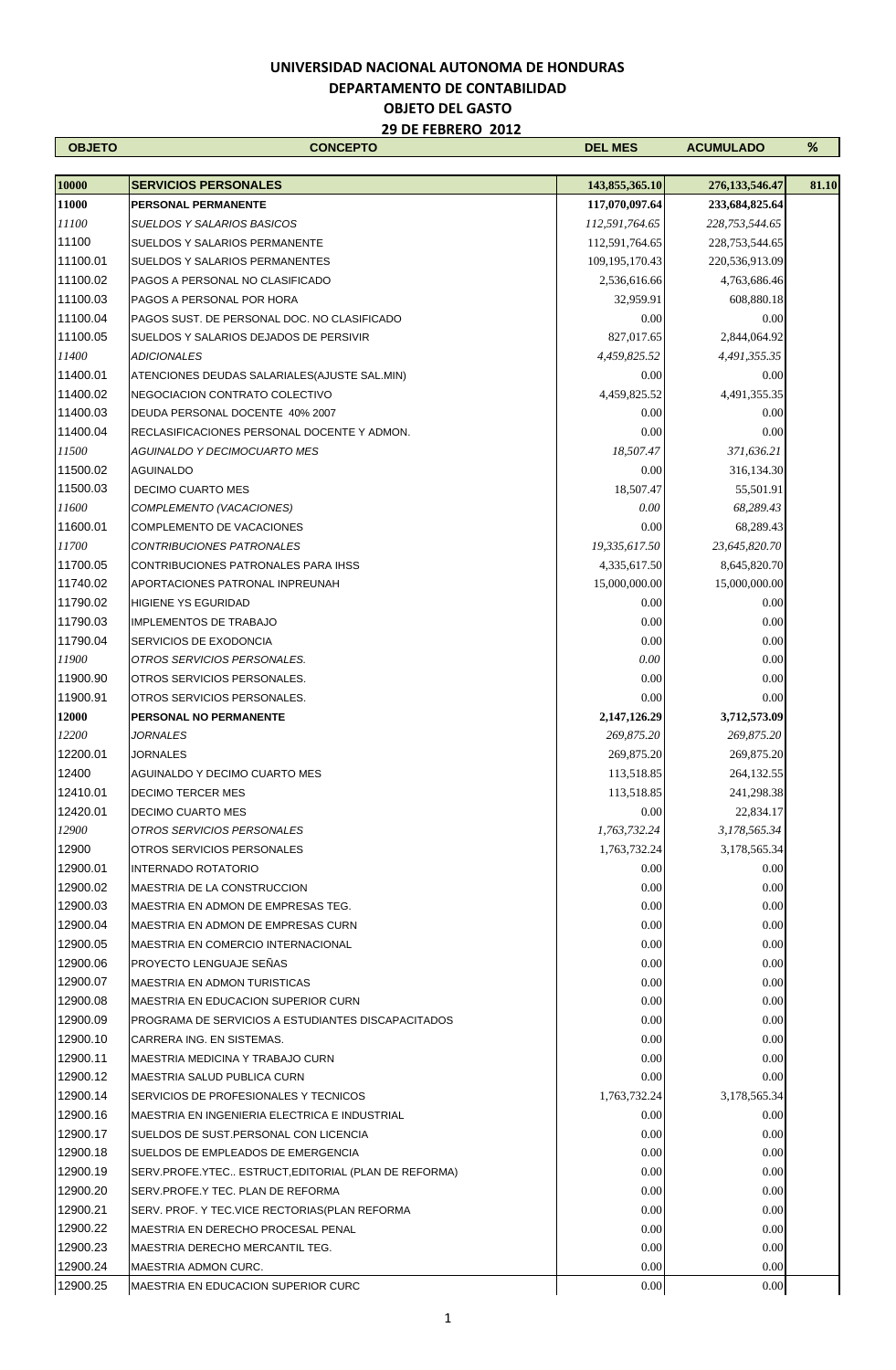**UNIVERSIDAD NACIONAL AUTONOMA DE HONDURAS**

**DEPARTAMENTO DE CONTABILIDAD**

**OBJETO DEL GASTO**

**29 DE FEBRERO 2012**

| OBJETO | CONCEPTO | DEL MES | ACUMULADO | % |
|---|---|---|---|---|
| **10000** | **SERVICIOS PERSONALES** | **143,855,365.10** | **276,133,546.47** | **81.10** |
| **11000** | **PERSONAL PERMANENTE** | **117,070,097.64** | **233,684,825.64** | |
| *11100* | *SUELDOS Y SALARIOS BASICOS* | *112,591,764.65* | *228,753,544.65* | |
| 11100 | SUELDOS Y SALARIOS PERMANENTE | 112,591,764.65 | 228,753,544.65 | |
| 11100.01 | SUELDOS Y SALARIOS PERMANENTES | 109,195,170.43 | 220,536,913.09 | |
| 11100.02 | PAGOS A PERSONAL NO CLASIFICADO | 2,536,616.66 | 4,763,686.46 | |
| 11100.03 | PAGOS A PERSONAL POR HORA | 32,959.91 | 608,880.18 | |
| 11100.04 | PAGOS SUST. DE PERSONAL DOC. NO CLASIFICADO | 0.00 | 0.00 | |
| 11100.05 | SUELDOS Y SALARIOS DEJADOS DE PERSIVIR | 827,017.65 | 2,844,064.92 | |
| *11400* | *ADICIONALES* | *4,459,825.52* | *4,491,355.35* | |
| 11400.01 | ATENCIONES DEUDAS SALARIALES(AJUSTE SAL.MIN) | 0.00 | 0.00 | |
| 11400.02 | NEGOCIACION CONTRATO COLECTIVO | 4,459,825.52 | 4,491,355.35 | |
| 11400.03 | DEUDA PERSONAL DOCENTE 40% 2007 | 0.00 | 0.00 | |
| 11400.04 | RECLASIFICACIONES PERSONAL DOCENTE Y ADMON. | 0.00 | 0.00 | |
| *11500* | *AGUINALDO Y DECIMOCUARTO MES* | *18,507.47* | *371,636.21* | |
| 11500.02 | AGUINALDO | 0.00 | 316,134.30 | |
| 11500.03 | DECIMO CUARTO MES | 18,507.47 | 55,501.91 | |
| *11600* | *COMPLEMENTO (VACACIONES)* | *0.00* | *68,289.43* | |
| 11600.01 | COMPLEMENTO DE VACACIONES | 0.00 | 68,289.43 | |
| *11700* | *CONTRIBUCIONES PATRONALES* | *19,335,617.50* | *23,645,820.70* | |
| 11700.05 | CONTRIBUCIONES PATRONALES PARA IHSS | 4,335,617.50 | 8,645,820.70 | |
| 11740.02 | APORTACIONES PATRONAL INPREUNAH | 15,000,000.00 | 15,000,000.00 | |
| 11790.02 | HIGIENE YS EGURIDAD | 0.00 | 0.00 | |
| 11790.03 | IMPLEMENTOS DE TRABAJO | 0.00 | 0.00 | |
| 11790.04 | SERVICIOS DE EXODONCIA | 0.00 | 0.00 | |
| *11900* | *OTROS SERVICIOS PERSONALES.* | *0.00* | 0.00 | |
| 11900.90 | OTROS SERVICIOS PERSONALES. | 0.00 | 0.00 | |
| 11900.91 | OTROS SERVICIOS PERSONALES. | 0.00 | 0.00 | |
| **12000** | **PERSONAL NO PERMANENTE** | **2,147,126.29** | **3,712,573.09** | |
| *12200* | *JORNALES* | *269,875.20* | *269,875.20* | |
| 12200.01 | JORNALES | 269,875.20 | 269,875.20 | |
| 12400 | AGUINALDO Y DECIMO CUARTO MES | 113,518.85 | 264,132.55 | |
| 12410.01 | DECIMO TERCER MES | 113,518.85 | 241,298.38 | |
| 12420.01 | DECIMO CUARTO MES | 0.00 | 22,834.17 | |
| *12900* | *OTROS SERVICIOS PERSONALES* | *1,763,732.24* | *3,178,565.34* | |
| 12900 | OTROS SERVICIOS PERSONALES | 1,763,732.24 | 3,178,565.34 | |
| 12900.01 | INTERNADO ROTATORIO | 0.00 | 0.00 | |
| 12900.02 | MAESTRIA DE LA CONSTRUCCION | 0.00 | 0.00 | |
| 12900.03 | MAESTRIA EN ADMON DE EMPRESAS TEG. | 0.00 | 0.00 | |
| 12900.04 | MAESTRIA EN ADMON DE EMPRESAS CURN | 0.00 | 0.00 | |
| 12900.05 | MAESTRIA EN COMERCIO INTERNACIONAL | 0.00 | 0.00 | |
| 12900.06 | PROYECTO LENGUAJE SEÑAS | 0.00 | 0.00 | |
| 12900.07 | MAESTRIA EN ADMON TURISTICAS | 0.00 | 0.00 | |
| 12900.08 | MAESTRIA EN EDUCACION SUPERIOR CURN | 0.00 | 0.00 | |
| 12900.09 | PROGRAMA DE SERVICIOS A ESTUDIANTES DISCAPACITADOS | 0.00 | 0.00 | |
| 12900.10 | CARRERA ING. EN SISTEMAS. | 0.00 | 0.00 | |
| 12900.11 | MAESTRIA MEDICINA Y TRABAJO CURN | 0.00 | 0.00 | |
| 12900.12 | MAESTRIA SALUD PUBLICA CURN | 0.00 | 0.00 | |
| 12900.14 | SERVICIOS DE PROFESIONALES Y TECNICOS | 1,763,732.24 | 3,178,565.34 | |
| 12900.16 | MAESTRIA EN INGENIERIA ELECTRICA E INDUSTRIAL | 0.00 | 0.00 | |
| 12900.17 | SUELDOS DE SUST.PERSONAL CON LICENCIA | 0.00 | 0.00 | |
| 12900.18 | SUELDOS DE EMPLEADOS DE EMERGENCIA | 0.00 | 0.00 | |
| 12900.19 | SERV.PROFE.YTEC.. ESTRUCT,EDITORIAL (PLAN DE REFORMA) | 0.00 | 0.00 | |
| 12900.20 | SERV.PROFE.Y TEC. PLAN DE REFORMA | 0.00 | 0.00 | |
| 12900.21 | SERV. PROF. Y TEC.VICE RECTORIAS(PLAN REFORMA | 0.00 | 0.00 | |
| 12900.22 | MAESTRIA EN DERECHO PROCESAL PENAL | 0.00 | 0.00 | |
| 12900.23 | MAESTRIA DERECHO MERCANTIL TEG. | 0.00 | 0.00 | |
| 12900.24 | MAESTRIA ADMON CURC. | 0.00 | 0.00 | |
| 12900.25 | MAESTRIA EN EDUCACION SUPERIOR CURC | 0.00 | 0.00 | |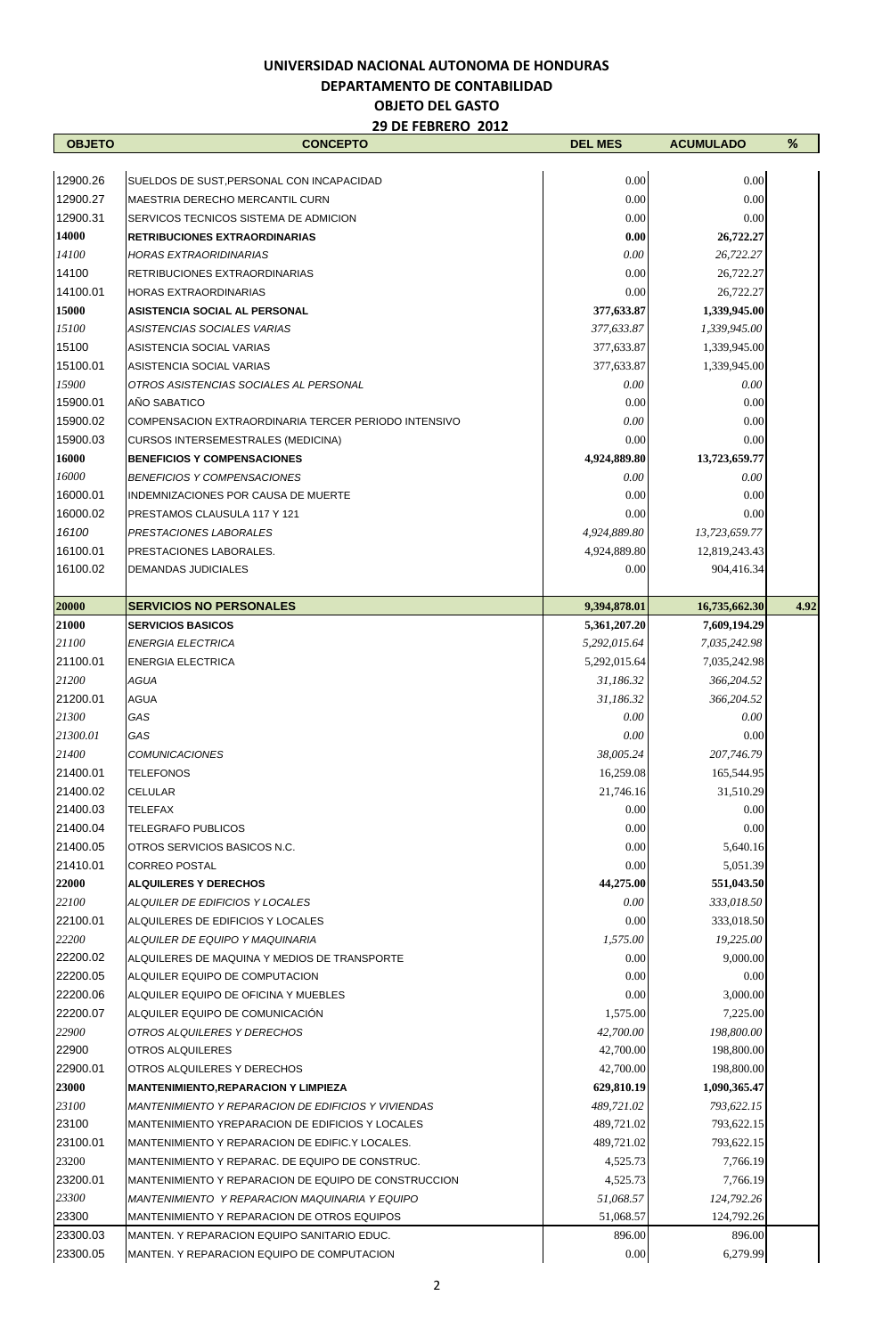**UNIVERSIDAD NACIONAL AUTONOMA DE HONDURAS**

**DEPARTAMENTO DE CONTABILIDAD**

**OBJETO DEL GASTO**

**29 DE FEBRERO 2012**

| OBJETO | CONCEPTO | DEL MES | ACUMULADO | % |
|---|---|---|---|---|
| 12900.26 | SUELDOS DE SUST,PERSONAL CON INCAPACIDAD | 0.00 | 0.00 | |
| 12900.27 | MAESTRIA DERECHO MERCANTIL CURN | 0.00 | 0.00 | |
| 12900.31 | SERVICOS TECNICOS SISTEMA DE ADMICION | 0.00 | 0.00 | |
| **14000** | **RETRIBUCIONES EXTRAORDINARIAS** | **0.00** | **26,722.27** | |
| *14100* | *HORAS EXTRAORIDINARIAS* | *0.00* | *26,722.27* | |
| 14100 | RETRIBUCIONES EXTRAORDINARIAS | 0.00 | 26,722.27 | |
| 14100.01 | HORAS EXTRAORDINARIAS | 0.00 | 26,722.27 | |
| **15000** | **ASISTENCIA SOCIAL AL PERSONAL** | **377,633.87** | **1,339,945.00** | |
| *15100* | *ASISTENCIAS SOCIALES VARIAS* | *377,633.87* | *1,339,945.00* | |
| 15100 | ASISTENCIA SOCIAL VARIAS | 377,633.87 | 1,339,945.00 | |
| 15100.01 | ASISTENCIA SOCIAL VARIAS | 377,633.87 | 1,339,945.00 | |
| *15900* | *OTROS ASISTENCIAS SOCIALES AL PERSONAL* | *0.00* | *0.00* | |
| 15900.01 | AÑO SABATICO | 0.00 | 0.00 | |
| 15900.02 | COMPENSACION EXTRAORDINARIA TERCER PERIODO INTENSIVO | *0.00* | 0.00 | |
| 15900.03 | CURSOS INTERSEMESTRALES (MEDICINA) | 0.00 | 0.00 | |
| **16000** | **BENEFICIOS Y COMPENSACIONES** | **4,924,889.80** | **13,723,659.77** | |
| *16000* | *BENEFICIOS Y COMPENSACIONES* | *0.00* | *0.00* | |
| 16000.01 | INDEMNIZACIONES POR CAUSA DE MUERTE | 0.00 | 0.00 | |
| 16000.02 | PRESTAMOS CLAUSULA 117 Y 121 | 0.00 | 0.00 | |
| *16100* | *PRESTACIONES LABORALES* | *4,924,889.80* | *13,723,659.77* | |
| 16100.01 | PRESTACIONES LABORALES. | 4,924,889.80 | 12,819,243.43 | |
| 16100.02 | DEMANDAS JUDICIALES | 0.00 | 904,416.34 | |
| **20000** | **SERVICIOS NO PERSONALES** | **9,394,878.01** | **16,735,662.30** | **4.92** |
| **21000** | **SERVICIOS BASICOS** | **5,361,207.20** | **7,609,194.29** | |
| *21100* | *ENERGIA ELECTRICA* | *5,292,015.64* | *7,035,242.98* | |
| 21100.01 | ENERGIA ELECTRICA | 5,292,015.64 | 7,035,242.98 | |
| *21200* | *AGUA* | *31,186.32* | *366,204.52* | |
| 21200.01 | AGUA | *31,186.32* | 366,204.52 | |
| *21300* | *GAS* | *0.00* | *0.00* | |
| *21300.01* | *GAS* | *0.00* | 0.00 | |
| *21400* | *COMUNICACIONES* | *38,005.24* | *207,746.79* | |
| 21400.01 | TELEFONOS | 16,259.08 | 165,544.95 | |
| 21400.02 | CELULAR | 21,746.16 | 31,510.29 | |
| 21400.03 | TELEFAX | 0.00 | 0.00 | |
| 21400.04 | TELEGRAFO PUBLICOS | 0.00 | 0.00 | |
| 21400.05 | OTROS SERVICIOS BASICOS N.C. | 0.00 | 5,640.16 | |
| 21410.01 | CORREO POSTAL | 0.00 | 5,051.39 | |
| **22000** | **ALQUILERES Y DERECHOS** | **44,275.00** | **551,043.50** | |
| *22100* | *ALQUILER DE EDIFICIOS Y LOCALES* | *0.00* | *333,018.50* | |
| 22100.01 | ALQUILERES DE EDIFICIOS Y LOCALES | 0.00 | 333,018.50 | |
| *22200* | *ALQUILER DE EQUIPO Y MAQUINARIA* | *1,575.00* | *19,225.00* | |
| 22200.02 | ALQUILERES DE MAQUINA Y MEDIOS DE TRANSPORTE | 0.00 | 9,000.00 | |
| 22200.05 | ALQUILER EQUIPO DE COMPUTACION | 0.00 | 0.00 | |
| 22200.06 | ALQUILER EQUIPO DE OFICINA Y MUEBLES | 0.00 | 3,000.00 | |
| 22200.07 | ALQUILER EQUIPO DE COMUNICACIÓN | 1,575.00 | 7,225.00 | |
| *22900* | *OTROS ALQUILERES Y DERECHOS* | *42,700.00* | *198,800.00* | |
| 22900 | OTROS ALQUILERES | 42,700.00 | 198,800.00 | |
| 22900.01 | OTROS ALQUILERES Y DERECHOS | 42,700.00 | 198,800.00 | |
| **23000** | **MANTENIMIENTO,REPARACION Y LIMPIEZA** | **629,810.19** | **1,090,365.47** | |
| *23100* | *MANTENIMIENTO Y REPARACION DE EDIFICIOS Y VIVIENDAS* | *489,721.02* | *793,622.15* | |
| 23100 | MANTENIMIENTO YREPARACION DE EDIFICIOS Y LOCALES | 489,721.02 | 793,622.15 | |
| 23100.01 | MANTENIMIENTO Y REPARACION DE EDIFIC.Y LOCALES. | 489,721.02 | 793,622.15 | |
| 23200 | MANTENIMIENTO Y REPARAC. DE EQUIPO DE CONSTRUC. | 4,525.73 | 7,766.19 | |
| 23200.01 | MANTENIMIENTO Y REPARACION DE EQUIPO DE CONSTRUCCION | 4,525.73 | 7,766.19 | |
| *23300* | *MANTENIMIENTO Y REPARACION MAQUINARIA Y EQUIPO* | *51,068.57* | *124,792.26* | |
| 23300 | MANTENIMIENTO Y REPARACION DE OTROS EQUIPOS | 51,068.57 | 124,792.26 | |
| 23300.03 | MANTEN. Y REPARACION EQUIPO SANITARIO EDUC. | 896.00 | 896.00 | |
| 23300.05 | MANTEN. Y REPARACION EQUIPO DE COMPUTACION | 0.00 | 6,279.99 | |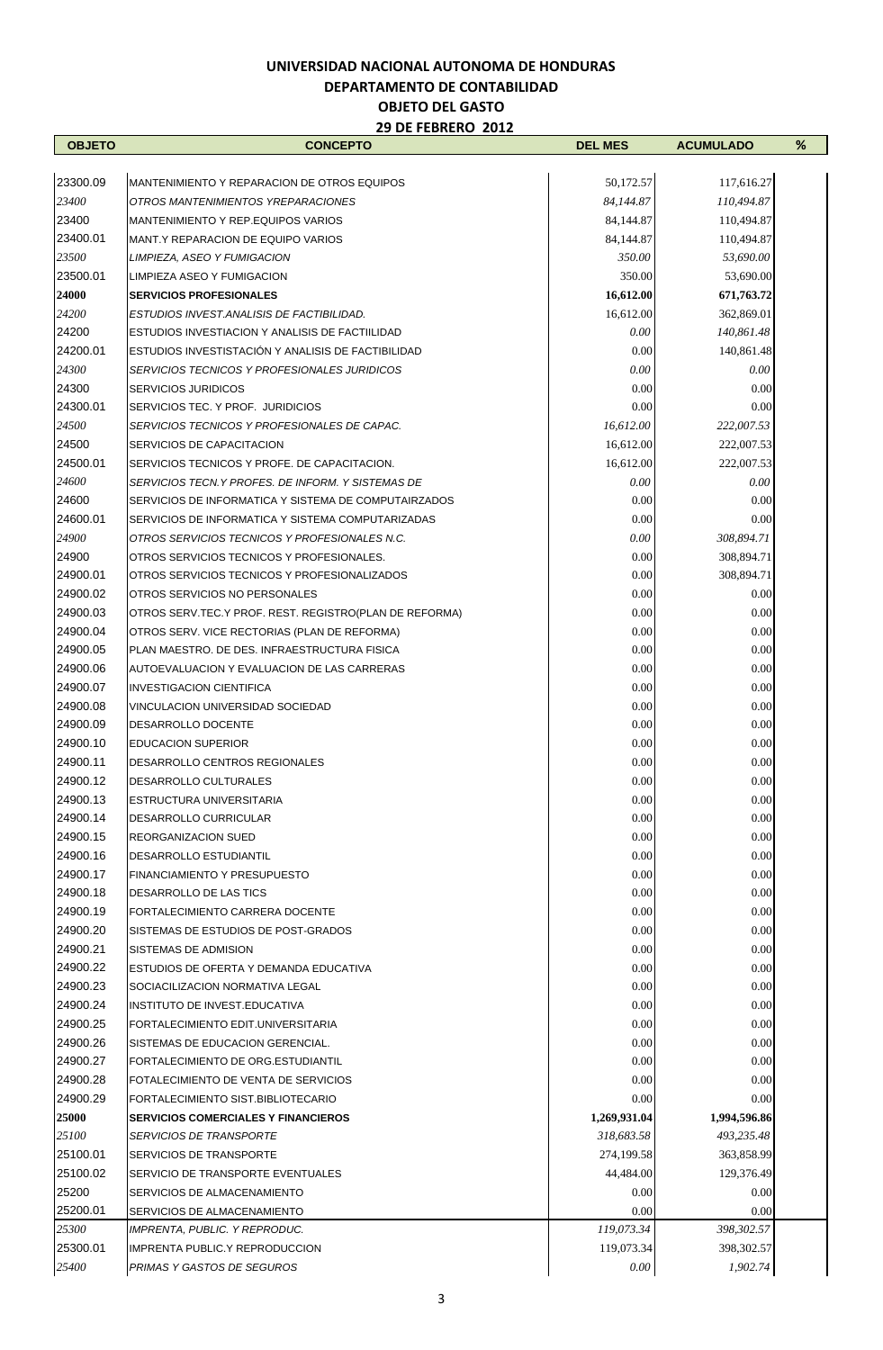**UNIVERSIDAD NACIONAL AUTONOMA DE HONDURAS**

**DEPARTAMENTO DE CONTABILIDAD**

**OBJETO DEL GASTO**

**29 DE FEBRERO 2012**

| OBJETO | CONCEPTO | DEL MES | ACUMULADO | % |
|---|---|---|---|---|
| 23300.09 | MANTENIMIENTO Y REPARACION DE OTROS EQUIPOS | 50,172.57 | 117,616.27 | |
| *23400* | *OTROS MANTENIMIENTOS YREPARACIONES* | *84,144.87* | *110,494.87* | |
| 23400 | MANTENIMIENTO Y REP.EQUIPOS VARIOS | 84,144.87 | 110,494.87 | |
| 23400.01 | MANT.Y REPARACION DE EQUIPO VARIOS | 84,144.87 | 110,494.87 | |
| *23500* | *LIMPIEZA, ASEO Y FUMIGACION* | *350.00* | *53,690.00* | |
| 23500.01 | LIMPIEZA ASEO Y FUMIGACION | 350.00 | 53,690.00 | |
| **24000** | **SERVICIOS PROFESIONALES** | **16,612.00** | **671,763.72** | |
| *24200* | *ESTUDIOS INVEST.ANALISIS DE FACTIBILIDAD.* | 16,612.00 | 362,869.01 | |
| 24200 | ESTUDIOS INVESTIACION Y ANALISIS DE FACTIILIDAD | *0.00* | *140,861.48* | |
| 24200.01 | ESTUDIOS INVESTISTACIÓN Y ANALISIS DE FACTIBILIDAD | 0.00 | 140,861.48 | |
| *24300* | *SERVICIOS TECNICOS Y PROFESIONALES JURIDICOS* | *0.00* | *0.00* | |
| 24300 | SERVICIOS JURIDICOS | 0.00 | 0.00 | |
| 24300.01 | SERVICIOS TEC. Y PROF. JURIDICIOS | 0.00 | 0.00 | |
| *24500* | *SERVICIOS TECNICOS Y PROFESIONALES DE CAPAC.* | *16,612.00* | *222,007.53* | |
| 24500 | SERVICIOS DE CAPACITACION | 16,612.00 | 222,007.53 | |
| 24500.01 | SERVICIOS TECNICOS Y PROFE. DE CAPACITACION. | 16,612.00 | 222,007.53 | |
| *24600* | *SERVICIOS TECN.Y PROFES. DE INFORM. Y SISTEMAS DE* | *0.00* | *0.00* | |
| 24600 | SERVICIOS DE INFORMATICA Y SISTEMA DE COMPUTAIRZADOS | 0.00 | 0.00 | |
| 24600.01 | SERVICIOS DE INFORMATICA Y SISTEMA COMPUTARIZADAS | 0.00 | 0.00 | |
| *24900* | *OTROS SERVICIOS TECNICOS Y PROFESIONALES N.C.* | *0.00* | *308,894.71* | |
| 24900 | OTROS SERVICIOS TECNICOS Y PROFESIONALES. | 0.00 | 308,894.71 | |
| 24900.01 | OTROS SERVICIOS TECNICOS Y PROFESIONALIZADOS | 0.00 | 308,894.71 | |
| 24900.02 | OTROS SERVICIOS NO PERSONALES | 0.00 | 0.00 | |
| 24900.03 | OTROS SERV.TEC.Y PROF. REST. REGISTRO(PLAN DE REFORMA) | 0.00 | 0.00 | |
| 24900.04 | OTROS SERV. VICE RECTORIAS (PLAN DE REFORMA) | 0.00 | 0.00 | |
| 24900.05 | PLAN MAESTRO. DE DES. INFRAESTRUCTURA FISICA | 0.00 | 0.00 | |
| 24900.06 | AUTOEVALUACION Y EVALUACION DE LAS CARRERAS | 0.00 | 0.00 | |
| 24900.07 | INVESTIGACION CIENTIFICA | 0.00 | 0.00 | |
| 24900.08 | VINCULACION UNIVERSIDAD SOCIEDAD | 0.00 | 0.00 | |
| 24900.09 | DESARROLLO DOCENTE | 0.00 | 0.00 | |
| 24900.10 | EDUCACION SUPERIOR | 0.00 | 0.00 | |
| 24900.11 | DESARROLLO CENTROS REGIONALES | 0.00 | 0.00 | |
| 24900.12 | DESARROLLO CULTURALES | 0.00 | 0.00 | |
| 24900.13 | ESTRUCTURA UNIVERSITARIA | 0.00 | 0.00 | |
| 24900.14 | DESARROLLO CURRICULAR | 0.00 | 0.00 | |
| 24900.15 | REORGANIZACION SUED | 0.00 | 0.00 | |
| 24900.16 | DESARROLLO ESTUDIANTIL | 0.00 | 0.00 | |
| 24900.17 | FINANCIAMIENTO Y PRESUPUESTO | 0.00 | 0.00 | |
| 24900.18 | DESARROLLO DE LAS TICS | 0.00 | 0.00 | |
| 24900.19 | FORTALECIMIENTO CARRERA DOCENTE | 0.00 | 0.00 | |
| 24900.20 | SISTEMAS DE ESTUDIOS DE POST-GRADOS | 0.00 | 0.00 | |
| 24900.21 | SISTEMAS DE ADMISION | 0.00 | 0.00 | |
| 24900.22 | ESTUDIOS DE OFERTA Y DEMANDA EDUCATIVA | 0.00 | 0.00 | |
| 24900.23 | SOCIACILIZACION NORMATIVA LEGAL | 0.00 | 0.00 | |
| 24900.24 | INSTITUTO DE INVEST.EDUCATIVA | 0.00 | 0.00 | |
| 24900.25 | FORTALECIMIENTO EDIT.UNIVERSITARIA | 0.00 | 0.00 | |
| 24900.26 | SISTEMAS DE EDUCACION GERENCIAL. | 0.00 | 0.00 | |
| 24900.27 | FORTALECIMIENTO DE ORG.ESTUDIANTIL | 0.00 | 0.00 | |
| 24900.28 | FOTALECIMIENTO DE VENTA DE SERVICIOS | 0.00 | 0.00 | |
| 24900.29 | FORTALECIMIENTO SIST.BIBLIOTECARIO | 0.00 | 0.00 | |
| **25000** | **SERVICIOS COMERCIALES Y FINANCIEROS** | **1,269,931.04** | **1,994,596.86** | |
| *25100* | *SERVICIOS DE TRANSPORTE* | *318,683.58* | *493,235.48* | |
| 25100.01 | SERVICIOS DE TRANSPORTE | 274,199.58 | 363,858.99 | |
| 25100.02 | SERVICIO DE TRANSPORTE EVENTUALES | 44,484.00 | 129,376.49 | |
| 25200 | SERVICIOS DE ALMACENAMIENTO | 0.00 | 0.00 | |
| 25200.01 | SERVICIOS DE ALMACENAMIENTO | 0.00 | 0.00 | |
| *25300* | *IMPRENTA, PUBLIC. Y REPRODUC.* | *119,073.34* | *398,302.57* | |
| 25300.01 | IMPRENTA PUBLIC.Y REPRODUCCION | 119,073.34 | 398,302.57 | |
| *25400* | *PRIMAS Y GASTOS DE SEGUROS* | *0.00* | *1,902.74* | |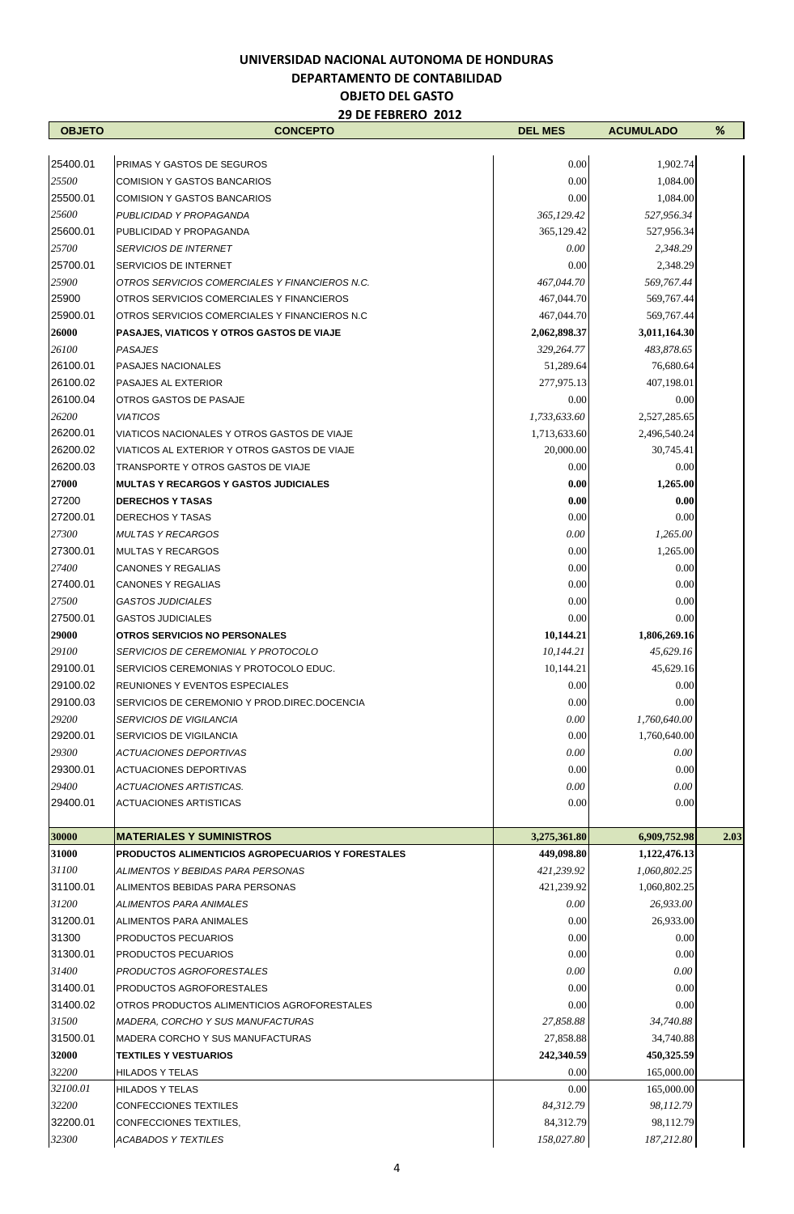**UNIVERSIDAD NACIONAL AUTONOMA DE HONDURAS**
**DEPARTAMENTO DE CONTABILIDAD**
**OBJETO DEL GASTO**
**29 DE FEBRERO 2012**

| OBJETO | CONCEPTO | DEL MES | ACUMULADO | % |
|---|---|---|---|---|
| 25400.01 | PRIMAS Y GASTOS DE SEGUROS | 0.00 | 1,902.74 | |
| *25500* | COMISION Y GASTOS BANCARIOS | 0.00 | 1,084.00 | |
| 25500.01 | COMISION Y GASTOS BANCARIOS | 0.00 | 1,084.00 | |
| *25600* | *PUBLICIDAD Y PROPAGANDA* | *365,129.42* | *527,956.34* | |
| 25600.01 | PUBLICIDAD Y PROPAGANDA | 365,129.42 | 527,956.34 | |
| *25700* | *SERVICIOS DE INTERNET* | *0.00* | *2,348.29* | |
| 25700.01 | SERVICIOS DE INTERNET | 0.00 | 2,348.29 | |
| *25900* | *OTROS SERVICIOS COMERCIALES Y FINANCIEROS N.C.* | *467,044.70* | *569,767.44* | |
| 25900 | OTROS SERVICIOS COMERCIALES Y FINANCIEROS | 467,044.70 | 569,767.44 | |
| 25900.01 | OTROS SERVICIOS COMERCIALES Y FINANCIEROS N.C | 467,044.70 | 569,767.44 | |
| **26000** | **PASAJES, VIATICOS Y OTROS GASTOS DE VIAJE** | **2,062,898.37** | **3,011,164.30** | |
| *26100* | *PASAJES* | *329,264.77* | *483,878.65* | |
| 26100.01 | PASAJES NACIONALES | 51,289.64 | 76,680.64 | |
| 26100.02 | PASAJES AL EXTERIOR | 277,975.13 | 407,198.01 | |
| 26100.04 | OTROS GASTOS DE PASAJE | 0.00 | 0.00 | |
| *26200* | *VIATICOS* | *1,733,633.60* | 2,527,285.65 | |
| 26200.01 | VIATICOS NACIONALES Y OTROS GASTOS DE VIAJE | 1,713,633.60 | 2,496,540.24 | |
| 26200.02 | VIATICOS AL EXTERIOR Y OTROS GASTOS DE VIAJE | 20,000.00 | 30,745.41 | |
| 26200.03 | TRANSPORTE Y OTROS GASTOS DE VIAJE | 0.00 | 0.00 | |
| **27000** | **MULTAS Y RECARGOS Y GASTOS JUDICIALES** | **0.00** | **1,265.00** | |
| 27200 | **DERECHOS Y TASAS** | **0.00** | **0.00** | |
| 27200.01 | DERECHOS Y TASAS | 0.00 | 0.00 | |
| *27300* | *MULTAS Y RECARGOS* | *0.00* | *1,265.00* | |
| 27300.01 | MULTAS Y RECARGOS | 0.00 | 1,265.00 | |
| *27400* | CANONES Y REGALIAS | 0.00 | 0.00 | |
| 27400.01 | CANONES Y REGALIAS | 0.00 | 0.00 | |
| *27500* | *GASTOS JUDICIALES* | 0.00 | 0.00 | |
| 27500.01 | GASTOS JUDICIALES | 0.00 | 0.00 | |
| **29000** | **OTROS SERVICIOS NO PERSONALES** | **10,144.21** | **1,806,269.16** | |
| *29100* | *SERVICIOS DE CEREMONIAL Y PROTOCOLO* | *10,144.21* | *45,629.16* | |
| 29100.01 | SERVICIOS CEREMONIAS Y PROTOCOLO EDUC. | 10,144.21 | 45,629.16 | |
| 29100.02 | REUNIONES Y EVENTOS ESPECIALES | 0.00 | 0.00 | |
| 29100.03 | SERVICIOS DE CEREMONIO Y PROD.DIREC.DOCENCIA | 0.00 | 0.00 | |
| *29200* | *SERVICIOS DE VIGILANCIA* | *0.00* | *1,760,640.00* | |
| 29200.01 | SERVICIOS DE VIGILANCIA | 0.00 | 1,760,640.00 | |
| *29300* | *ACTUACIONES DEPORTIVAS* | *0.00* | *0.00* | |
| 29300.01 | ACTUACIONES DEPORTIVAS | 0.00 | 0.00 | |
| *29400* | *ACTUACIONES ARTISTICAS.* | *0.00* | *0.00* | |
| 29400.01 | ACTUACIONES ARTISTICAS | 0.00 | 0.00 | |
| **30000** | **MATERIALES Y SUMINISTROS** | **3,275,361.80** | **6,909,752.98** | **2.03** |
| **31000** | **PRODUCTOS ALIMENTICIOS AGROPECUARIOS Y FORESTALES** | **449,098.80** | **1,122,476.13** | |
| *31100* | *ALIMENTOS Y BEBIDAS PARA PERSONAS* | *421,239.92* | *1,060,802.25* | |
| 31100.01 | ALIMENTOS BEBIDAS PARA PERSONAS | 421,239.92 | 1,060,802.25 | |
| *31200* | *ALIMENTOS PARA ANIMALES* | *0.00* | *26,933.00* | |
| 31200.01 | ALIMENTOS PARA ANIMALES | 0.00 | 26,933.00 | |
| 31300 | PRODUCTOS PECUARIOS | 0.00 | 0.00 | |
| 31300.01 | PRODUCTOS PECUARIOS | 0.00 | 0.00 | |
| *31400* | *PRODUCTOS AGROFORESTALES* | *0.00* | *0.00* | |
| 31400.01 | PRODUCTOS AGROFORESTALES | 0.00 | 0.00 | |
| 31400.02 | OTROS PRODUCTOS ALIMENTICIOS AGROFORESTALES | 0.00 | 0.00 | |
| *31500* | *MADERA, CORCHO Y SUS MANUFACTURAS* | *27,858.88* | *34,740.88* | |
| 31500.01 | MADERA CORCHO Y SUS MANUFACTURAS | 27,858.88 | 34,740.88 | |
| **32000** | **TEXTILES Y VESTUARIOS** | **242,340.59** | **450,325.59** | |
| *32200* | HILADOS Y TELAS | 0.00 | 165,000.00 | |
| *32100.01* | HILADOS Y TELAS | 0.00 | 165,000.00 | |
| *32200* | CONFECCIONES TEXTILES | *84,312.79* | *98,112.79* | |
| 32200.01 | CONFECCIONES TEXTILES, | 84,312.79 | 98,112.79 | |
| *32300* | *ACABADOS Y TEXTILES* | *158,027.80* | *187,212.80* | |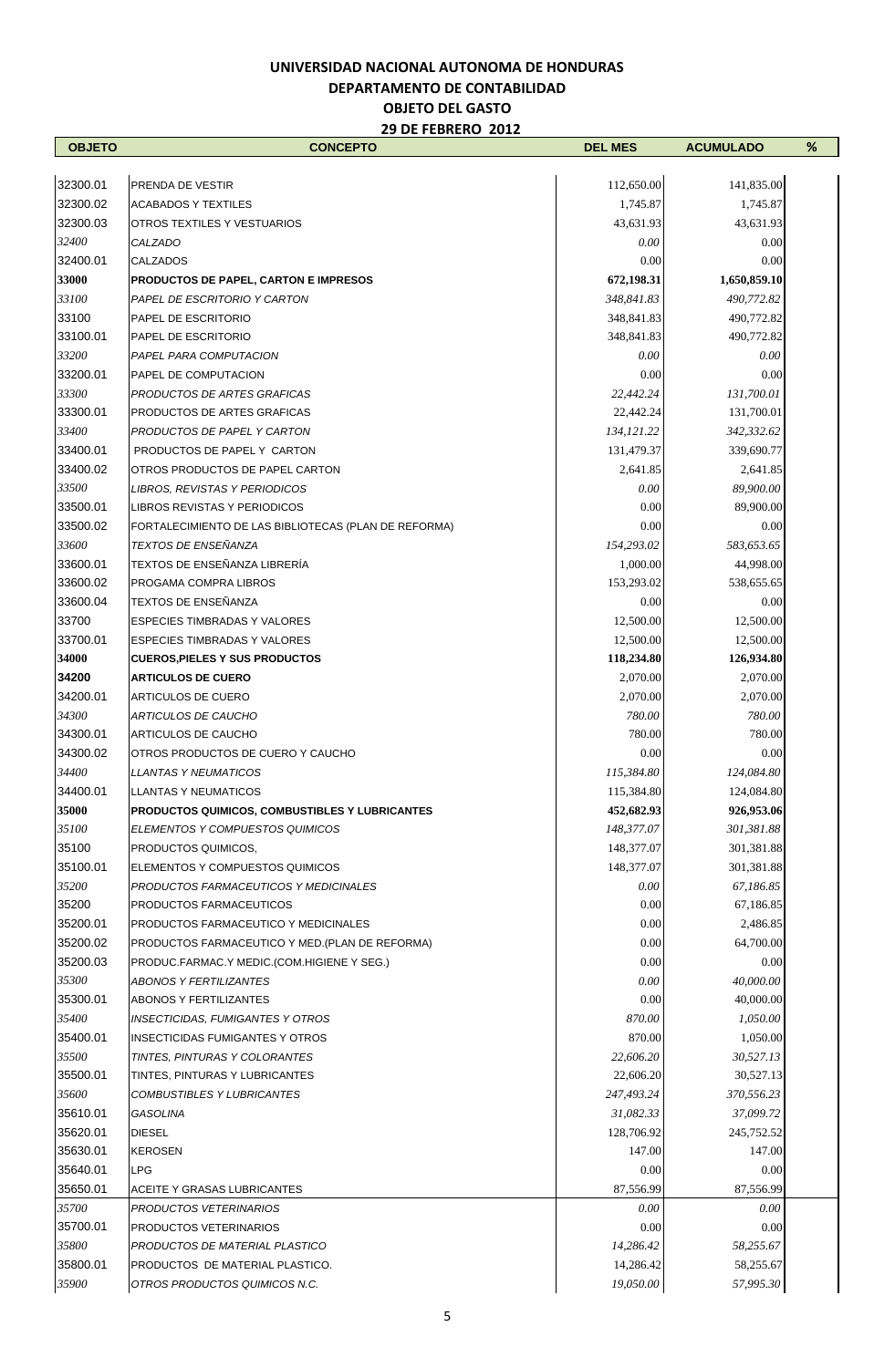**UNIVERSIDAD NACIONAL AUTONOMA DE HONDURAS**
**DEPARTAMENTO DE CONTABILIDAD**
**OBJETO DEL GASTO**
**29 DE FEBRERO 2012**

| OBJETO | CONCEPTO | DEL MES | ACUMULADO | % |
|---|---|---|---|---|
| 32300.01 | PRENDA DE VESTIR | 112,650.00 | 141,835.00 | |
| 32300.02 | ACABADOS Y TEXTILES | 1,745.87 | 1,745.87 | |
| 32300.03 | OTROS TEXTILES Y VESTUARIOS | 43,631.93 | 43,631.93 | |
| *32400* | *CALZADO* | *0.00* | 0.00 | |
| 32400.01 | CALZADOS | 0.00 | 0.00 | |
| **33000** | **PRODUCTOS DE PAPEL, CARTON E IMPRESOS** | **672,198.31** | **1,650,859.10** | |
| *33100* | *PAPEL DE ESCRITORIO Y CARTON* | *348,841.83* | *490,772.82* | |
| 33100 | PAPEL DE ESCRITORIO | 348,841.83 | 490,772.82 | |
| 33100.01 | PAPEL DE ESCRITORIO | 348,841.83 | 490,772.82 | |
| *33200* | *PAPEL PARA COMPUTACION* | *0.00* | *0.00* | |
| 33200.01 | PAPEL DE COMPUTACION | 0.00 | 0.00 | |
| *33300* | *PRODUCTOS DE ARTES GRAFICAS* | *22,442.24* | *131,700.01* | |
| 33300.01 | PRODUCTOS DE ARTES GRAFICAS | 22,442.24 | 131,700.01 | |
| *33400* | *PRODUCTOS DE PAPEL Y CARTON* | *134,121.22* | *342,332.62* | |
| 33400.01 | PRODUCTOS DE PAPEL Y CARTON | 131,479.37 | 339,690.77 | |
| 33400.02 | OTROS PRODUCTOS DE PAPEL CARTON | 2,641.85 | 2,641.85 | |
| *33500* | *LIBROS, REVISTAS Y PERIODICOS* | *0.00* | *89,900.00* | |
| 33500.01 | LIBROS REVISTAS Y PERIODICOS | 0.00 | 89,900.00 | |
| 33500.02 | FORTALECIMIENTO DE LAS BIBLIOTECAS (PLAN DE REFORMA) | 0.00 | 0.00 | |
| *33600* | *TEXTOS DE ENSEÑANZA* | *154,293.02* | *583,653.65* | |
| 33600.01 | TEXTOS DE ENSEÑANZA LIBRERÍA | 1,000.00 | 44,998.00 | |
| 33600.02 | PROGAMA COMPRA LIBROS | 153,293.02 | 538,655.65 | |
| 33600.04 | TEXTOS DE ENSEÑANZA | 0.00 | 0.00 | |
| 33700 | ESPECIES TIMBRADAS Y VALORES | 12,500.00 | 12,500.00 | |
| 33700.01 | ESPECIES TIMBRADAS Y VALORES | 12,500.00 | 12,500.00 | |
| **34000** | **CUEROS,PIELES Y SUS PRODUCTOS** | **118,234.80** | **126,934.80** | |
| **34200** | **ARTICULOS DE CUERO** | 2,070.00 | 2,070.00 | |
| 34200.01 | ARTICULOS DE CUERO | 2,070.00 | 2,070.00 | |
| *34300* | *ARTICULOS DE CAUCHO* | *780.00* | *780.00* | |
| 34300.01 | ARTICULOS DE CAUCHO | 780.00 | 780.00 | |
| 34300.02 | OTROS PRODUCTOS DE CUERO Y CAUCHO | 0.00 | 0.00 | |
| *34400* | *LLANTAS Y NEUMATICOS* | *115,384.80* | *124,084.80* | |
| 34400.01 | LLANTAS Y NEUMATICOS | 115,384.80 | 124,084.80 | |
| **35000** | **PRODUCTOS QUIMICOS, COMBUSTIBLES Y LUBRICANTES** | **452,682.93** | **926,953.06** | |
| *35100* | *ELEMENTOS Y COMPUESTOS QUIMICOS* | *148,377.07* | *301,381.88* | |
| 35100 | PRODUCTOS QUIMICOS, | 148,377.07 | 301,381.88 | |
| 35100.01 | ELEMENTOS Y COMPUESTOS QUIMICOS | 148,377.07 | 301,381.88 | |
| *35200* | *PRODUCTOS FARMACEUTICOS Y MEDICINALES* | *0.00* | *67,186.85* | |
| 35200 | PRODUCTOS FARMACEUTICOS | 0.00 | 67,186.85 | |
| 35200.01 | PRODUCTOS FARMACEUTICO Y MEDICINALES | 0.00 | 2,486.85 | |
| 35200.02 | PRODUCTOS FARMACEUTICO Y MED.(PLAN DE REFORMA) | 0.00 | 64,700.00 | |
| 35200.03 | PRODUC.FARMAC.Y MEDIC.(COM.HIGIENE Y SEG.) | 0.00 | 0.00 | |
| *35300* | *ABONOS Y FERTILIZANTES* | *0.00* | *40,000.00* | |
| 35300.01 | ABONOS Y FERTILIZANTES | 0.00 | 40,000.00 | |
| *35400* | *INSECTICIDAS, FUMIGANTES Y OTROS* | *870.00* | *1,050.00* | |
| 35400.01 | INSECTICIDAS FUMIGANTES Y OTROS | 870.00 | 1,050.00 | |
| *35500* | *TINTES, PINTURAS Y COLORANTES* | *22,606.20* | *30,527.13* | |
| 35500.01 | TINTES, PINTURAS Y LUBRICANTES | 22,606.20 | 30,527.13 | |
| *35600* | *COMBUSTIBLES Y LUBRICANTES* | *247,493.24* | *370,556.23* | |
| 35610.01 | *GASOLINA* | *31,082.33* | *37,099.72* | |
| 35620.01 | DIESEL | 128,706.92 | 245,752.52 | |
| 35630.01 | KEROSEN | 147.00 | 147.00 | |
| 35640.01 | LPG | 0.00 | 0.00 | |
| 35650.01 | ACEITE Y GRASAS LUBRICANTES | 87,556.99 | 87,556.99 | |
| *35700* | *PRODUCTOS VETERINARIOS* | *0.00* | *0.00* | |
| 35700.01 | PRODUCTOS VETERINARIOS | 0.00 | 0.00 | |
| *35800* | *PRODUCTOS DE MATERIAL PLASTICO* | *14,286.42* | *58,255.67* | |
| 35800.01 | PRODUCTOS DE MATERIAL PLASTICO. | 14,286.42 | 58,255.67 | |
| *35900* | *OTROS PRODUCTOS QUIMICOS N.C.* | *19,050.00* | *57,995.30* | |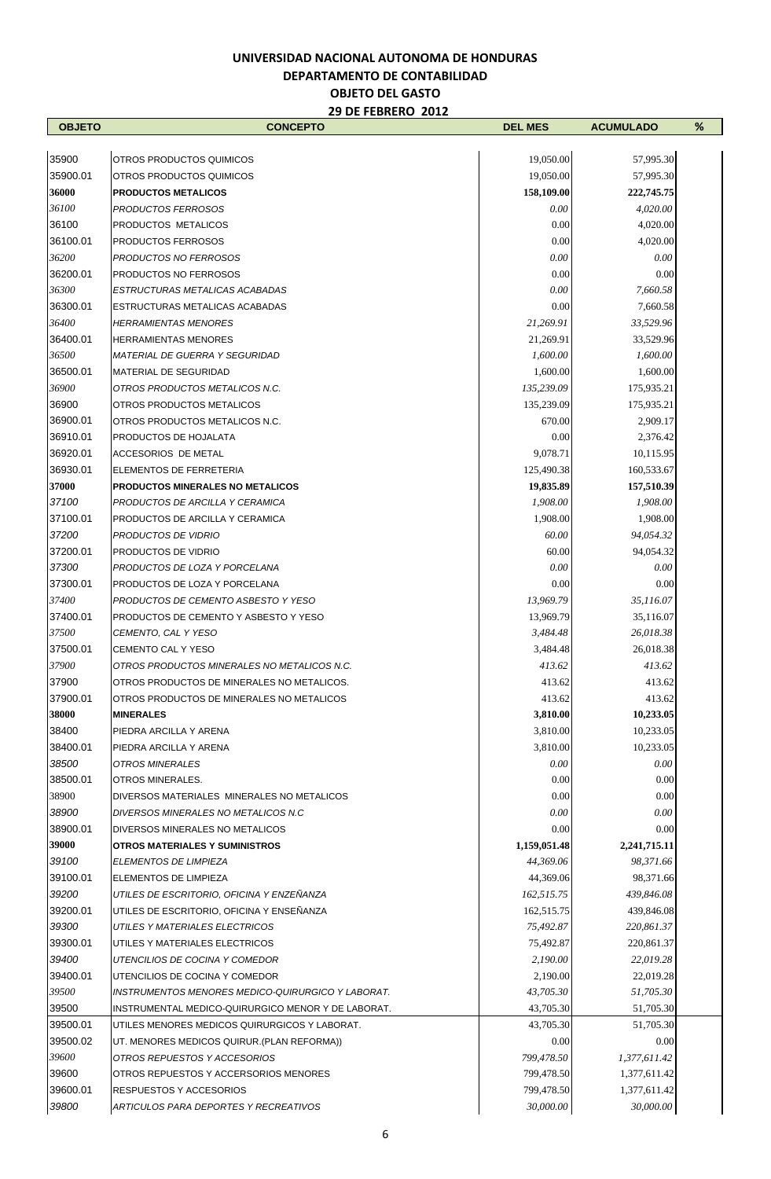**UNIVERSIDAD NACIONAL AUTONOMA DE HONDURAS**

**DEPARTAMENTO DE CONTABILIDAD**

**OBJETO DEL GASTO**

**29 DE FEBRERO 2012**

| OBJETO | CONCEPTO | DEL MES | ACUMULADO | % |
|---|---|---|---|---|
| 35900 | OTROS PRODUCTOS QUIMICOS | 19,050.00 | 57,995.30 | |
| 35900.01 | OTROS PRODUCTOS QUIMICOS | 19,050.00 | 57,995.30 | |
| **36000** | **PRODUCTOS METALICOS** | **158,109.00** | **222,745.75** | |
| *36100* | *PRODUCTOS FERROSOS* | *0.00* | *4,020.00* | |
| 36100 | PRODUCTOS METALICOS | 0.00 | 4,020.00 | |
| 36100.01 | PRODUCTOS FERROSOS | 0.00 | 4,020.00 | |
| *36200* | *PRODUCTOS NO FERROSOS* | *0.00* | *0.00* | |
| 36200.01 | PRODUCTOS NO FERROSOS | 0.00 | 0.00 | |
| *36300* | *ESTRUCTURAS METALICAS ACABADAS* | *0.00* | *7,660.58* | |
| 36300.01 | ESTRUCTURAS METALICAS ACABADAS | 0.00 | 7,660.58 | |
| *36400* | *HERRAMIENTAS MENORES* | *21,269.91* | *33,529.96* | |
| 36400.01 | HERRAMIENTAS MENORES | 21,269.91 | 33,529.96 | |
| *36500* | *MATERIAL DE GUERRA Y SEGURIDAD* | *1,600.00* | *1,600.00* | |
| 36500.01 | MATERIAL DE SEGURIDAD | 1,600.00 | 1,600.00 | |
| *36900* | *OTROS PRODUCTOS METALICOS N.C.* | *135,239.09* | *175,935.21* | |
| 36900 | OTROS PRODUCTOS METALICOS | 135,239.09 | 175,935.21 | |
| 36900.01 | OTROS PRODUCTOS METALICOS N.C. | 670.00 | 2,909.17 | |
| 36910.01 | PRODUCTOS DE HOJALATA | 0.00 | 2,376.42 | |
| 36920.01 | ACCESORIOS DE METAL | 9,078.71 | 10,115.95 | |
| 36930.01 | ELEMENTOS DE FERRETERIA | 125,490.38 | 160,533.67 | |
| **37000** | **PRODUCTOS MINERALES NO METALICOS** | **19,835.89** | **157,510.39** | |
| *37100* | *PRODUCTOS DE ARCILLA Y CERAMICA* | *1,908.00* | *1,908.00* | |
| 37100.01 | PRODUCTOS DE ARCILLA Y CERAMICA | 1,908.00 | 1,908.00 | |
| *37200* | *PRODUCTOS DE VIDRIO* | *60.00* | *94,054.32* | |
| 37200.01 | PRODUCTOS DE VIDRIO | 60.00 | 94,054.32 | |
| *37300* | *PRODUCTOS DE LOZA Y PORCELANA* | *0.00* | *0.00* | |
| 37300.01 | PRODUCTOS DE LOZA Y PORCELANA | 0.00 | 0.00 | |
| *37400* | *PRODUCTOS DE CEMENTO ASBESTO Y YESO* | *13,969.79* | *35,116.07* | |
| 37400.01 | PRODUCTOS DE CEMENTO Y ASBESTO Y YESO | 13,969.79 | 35,116.07 | |
| *37500* | *CEMENTO, CAL Y YESO* | *3,484.48* | *26,018.38* | |
| 37500.01 | CEMENTO CAL Y YESO | 3,484.48 | 26,018.38 | |
| *37900* | *OTROS PRODUCTOS MINERALES NO METALICOS N.C.* | *413.62* | *413.62* | |
| 37900 | OTROS PRODUCTOS DE MINERALES NO METALICOS. | 413.62 | 413.62 | |
| 37900.01 | OTROS PRODUCTOS DE MINERALES NO METALICOS | 413.62 | 413.62 | |
| **38000** | **MINERALES** | **3,810.00** | **10,233.05** | |
| 38400 | PIEDRA ARCILLA Y ARENA | 3,810.00 | 10,233.05 | |
| 38400.01 | PIEDRA ARCILLA Y ARENA | 3,810.00 | 10,233.05 | |
| *38500* | *OTROS MINERALES* | *0.00* | *0.00* | |
| 38500.01 | OTROS MINERALES. | 0.00 | 0.00 | |
| 38900 | DIVERSOS MATERIALES MINERALES NO METALICOS | 0.00 | 0.00 | |
| *38900* | *DIVERSOS MINERALES NO METALICOS N.C* | *0.00* | *0.00* | |
| 38900.01 | DIVERSOS MINERALES NO METALICOS | 0.00 | 0.00 | |
| **39000** | **OTROS MATERIALES Y SUMINISTROS** | **1,159,051.48** | **2,241,715.11** | |
| *39100* | *ELEMENTOS DE LIMPIEZA* | *44,369.06* | *98,371.66* | |
| 39100.01 | ELEMENTOS DE LIMPIEZA | 44,369.06 | 98,371.66 | |
| *39200* | *UTILES DE ESCRITORIO, OFICINA Y ENZEÑANZA* | *162,515.75* | *439,846.08* | |
| 39200.01 | UTILES DE ESCRITORIO, OFICINA Y ENSEÑANZA | 162,515.75 | 439,846.08 | |
| *39300* | *UTILES Y MATERIALES ELECTRICOS* | *75,492.87* | *220,861.37* | |
| 39300.01 | UTILES Y MATERIALES ELECTRICOS | 75,492.87 | 220,861.37 | |
| *39400* | *UTENCILIOS DE COCINA Y COMEDOR* | *2,190.00* | *22,019.28* | |
| 39400.01 | UTENCILIOS DE COCINA Y COMEDOR | 2,190.00 | 22,019.28 | |
| *39500* | *INSTRUMENTOS MENORES MEDICO-QUIRURGICO Y LABORAT.* | *43,705.30* | *51,705.30* | |
| 39500 | INSTRUMENTAL MEDICO-QUIRURGICO MENOR Y DE LABORAT. | 43,705.30 | 51,705.30 | |
| 39500.01 | UTILES MENORES MEDICOS QUIRURGICOS Y LABORAT. | 43,705.30 | 51,705.30 | |
| 39500.02 | UT. MENORES MEDICOS QUIRUR.(PLAN REFORMA)) | 0.00 | 0.00 | |
| *39600* | *OTROS REPUESTOS Y ACCESORIOS* | *799,478.50* | *1,377,611.42* | |
| 39600 | OTROS REPUESTOS Y ACCERSORIOS MENORES | 799,478.50 | 1,377,611.42 | |
| 39600.01 | RESPUESTOS Y ACCESORIOS | 799,478.50 | 1,377,611.42 | |
| *39800* | *ARTICULOS PARA DEPORTES Y RECREATIVOS* | *30,000.00* | *30,000.00* | |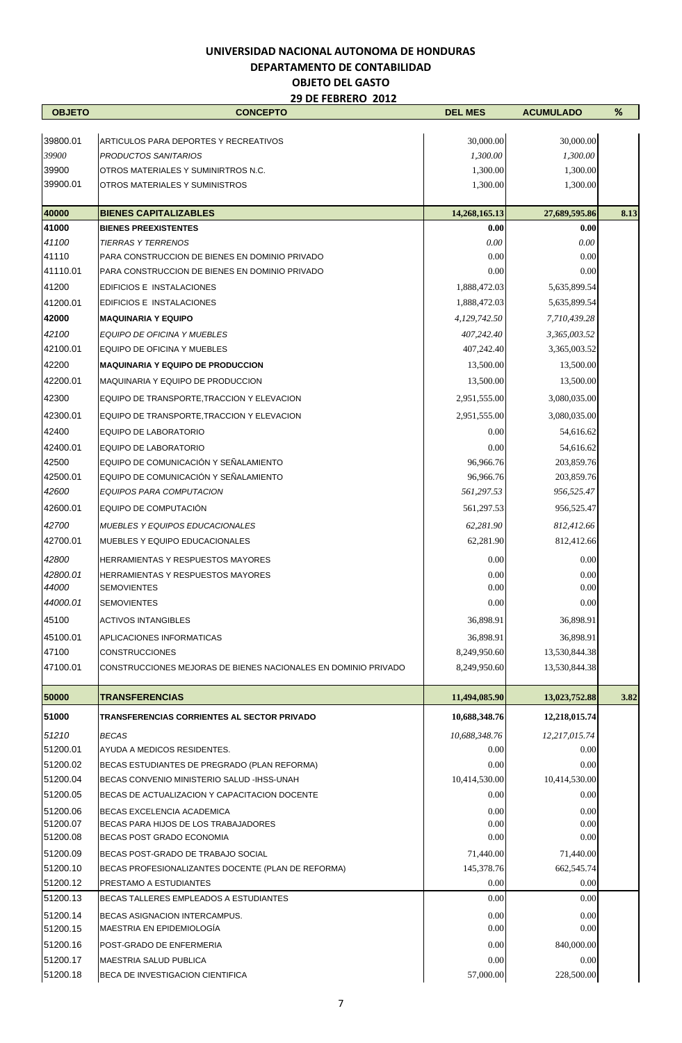**UNIVERSIDAD NACIONAL AUTONOMA DE HONDURAS**
**DEPARTAMENTO DE CONTABILIDAD**
**OBJETO DEL GASTO**
**29 DE FEBRERO 2012**

| OBJETO | CONCEPTO | DEL MES | ACUMULADO | % |
|---|---|---|---|---|
| 39800.01 | ARTICULOS PARA DEPORTES Y RECREATIVOS | 30,000.00 | 30,000.00 | |
| *39900* | *PRODUCTOS SANITARIOS* | *1,300.00* | *1,300.00* | |
| 39900 | OTROS MATERIALES Y SUMINIRTROS N.C. | 1,300.00 | 1,300.00 | |
| 39900.01 | OTROS MATERIALES Y SUMINISTROS | 1,300.00 | 1,300.00 | |
| **40000** | **BIENES CAPITALIZABLES** | **14,268,165.13** | **27,689,595.86** | **8.13** |
| **41000** | **BIENES PREEXISTENTES** | **0.00** | **0.00** | |
| *41100* | *TIERRAS Y TERRENOS* | *0.00* | *0.00* | |
| 41110 | PARA CONSTRUCCION DE BIENES EN DOMINIO PRIVADO | 0.00 | 0.00 | |
| 41110.01 | PARA CONSTRUCCION DE BIENES EN DOMINIO PRIVADO | 0.00 | 0.00 | |
| 41200 | EDIFICIOS E INSTALACIONES | 1,888,472.03 | 5,635,899.54 | |
| 41200.01 | EDIFICIOS E INSTALACIONES | 1,888,472.03 | 5,635,899.54 | |
| **42000** | **MAQUINARIA Y EQUIPO** | *4,129,742.50* | *7,710,439.28* | |
| *42100* | *EQUIPO DE OFICINA Y MUEBLES* | *407,242.40* | *3,365,003.52* | |
| 42100.01 | EQUIPO DE OFICINA Y MUEBLES | 407,242.40 | 3,365,003.52 | |
| 42200 | **MAQUINARIA Y EQUIPO DE PRODUCCION** | 13,500.00 | 13,500.00 | |
| 42200.01 | MAQUINARIA Y EQUIPO DE PRODUCCION | 13,500.00 | 13,500.00 | |
| 42300 | EQUIPO DE TRANSPORTE,TRACCION Y ELEVACION | 2,951,555.00 | 3,080,035.00 | |
| 42300.01 | EQUIPO DE TRANSPORTE,TRACCION Y ELEVACION | 2,951,555.00 | 3,080,035.00 | |
| 42400 | EQUIPO DE LABORATORIO | 0.00 | 54,616.62 | |
| 42400.01 | EQUIPO DE LABORATORIO | 0.00 | 54,616.62 | |
| 42500 | EQUIPO DE COMUNICACIÓN Y SEÑALAMIENTO | 96,966.76 | 203,859.76 | |
| 42500.01 | EQUIPO DE COMUNICACIÓN Y SEÑALAMIENTO | 96,966.76 | 203,859.76 | |
| *42600* | *EQUIPOS PARA COMPUTACION* | *561,297.53* | *956,525.47* | |
| 42600.01 | EQUIPO DE COMPUTACIÓN | 561,297.53 | 956,525.47 | |
| *42700* | *MUEBLES Y EQUIPOS EDUCACIONALES* | *62,281.90* | *812,412.66* | |
| 42700.01 | MUEBLES Y EQUIPO EDUCACIONALES | 62,281.90 | 812,412.66 | |
| *42800* | HERRAMIENTAS Y RESPUESTOS MAYORES | 0.00 | 0.00 | |
| *42800.01* | HERRAMIENTAS Y RESPUESTOS MAYORES | 0.00 | 0.00 | |
| *44000* | SEMOVIENTES | 0.00 | 0.00 | |
| *44000.01* | SEMOVIENTES | 0.00 | 0.00 | |
| 45100 | ACTIVOS INTANGIBLES | 36,898.91 | 36,898.91 | |
| 45100.01 | APLICACIONES INFORMATICAS | 36,898.91 | 36,898.91 | |
| 47100 | CONSTRUCCIONES | 8,249,950.60 | 13,530,844.38 | |
| 47100.01 | CONSTRUCCIONES MEJORAS DE BIENES NACIONALES EN DOMINIO PRIVADO | 8,249,950.60 | 13,530,844.38 | |
| **50000** | **TRANSFERENCIAS** | **11,494,085.90** | **13,023,752.88** | **3.82** |
| **51000** | **TRANSFERENCIAS CORRIENTES AL SECTOR PRIVADO** | **10,688,348.76** | **12,218,015.74** | |
| *51210* | *BECAS* | *10,688,348.76* | *12,217,015.74* | |
| 51200.01 | AYUDA A MEDICOS RESIDENTES. | 0.00 | 0.00 | |
| 51200.02 | BECAS ESTUDIANTES DE PREGRADO (PLAN REFORMA) | 0.00 | 0.00 | |
| 51200.04 | BECAS CONVENIO MINISTERIO SALUD -IHSS-UNAH | 10,414,530.00 | 10,414,530.00 | |
| 51200.05 | BECAS DE ACTUALIZACION Y CAPACITACION DOCENTE | 0.00 | 0.00 | |
| 51200.06 | BECAS EXCELENCIA ACADEMICA | 0.00 | 0.00 | |
| 51200.07 | BECAS PARA HIJOS DE LOS TRABAJADORES | 0.00 | 0.00 | |
| 51200.08 | BECAS POST GRADO ECONOMIA | 0.00 | 0.00 | |
| 51200.09 | BECAS POST-GRADO DE TRABAJO SOCIAL | 71,440.00 | 71,440.00 | |
| 51200.10 | BECAS PROFESIONALIZANTES DOCENTE (PLAN DE REFORMA) | 145,378.76 | 662,545.74 | |
| 51200.12 | PRESTAMO A ESTUDIANTES | 0.00 | 0.00 | |
| 51200.13 | BECAS TALLERES EMPLEADOS A ESTUDIANTES | 0.00 | 0.00 | |
| 51200.14 | BECAS ASIGNACION INTERCAMPUS. | 0.00 | 0.00 | |
| 51200.15 | MAESTRIA EN EPIDEMIOLOGÍA | 0.00 | 0.00 | |
| 51200.16 | POST-GRADO DE ENFERMERIA | 0.00 | 840,000.00 | |
| 51200.17 | MAESTRIA SALUD PUBLICA | 0.00 | 0.00 | |
| 51200.18 | BECA DE INVESTIGACION CIENTIFICA | 57,000.00 | 228,500.00 | |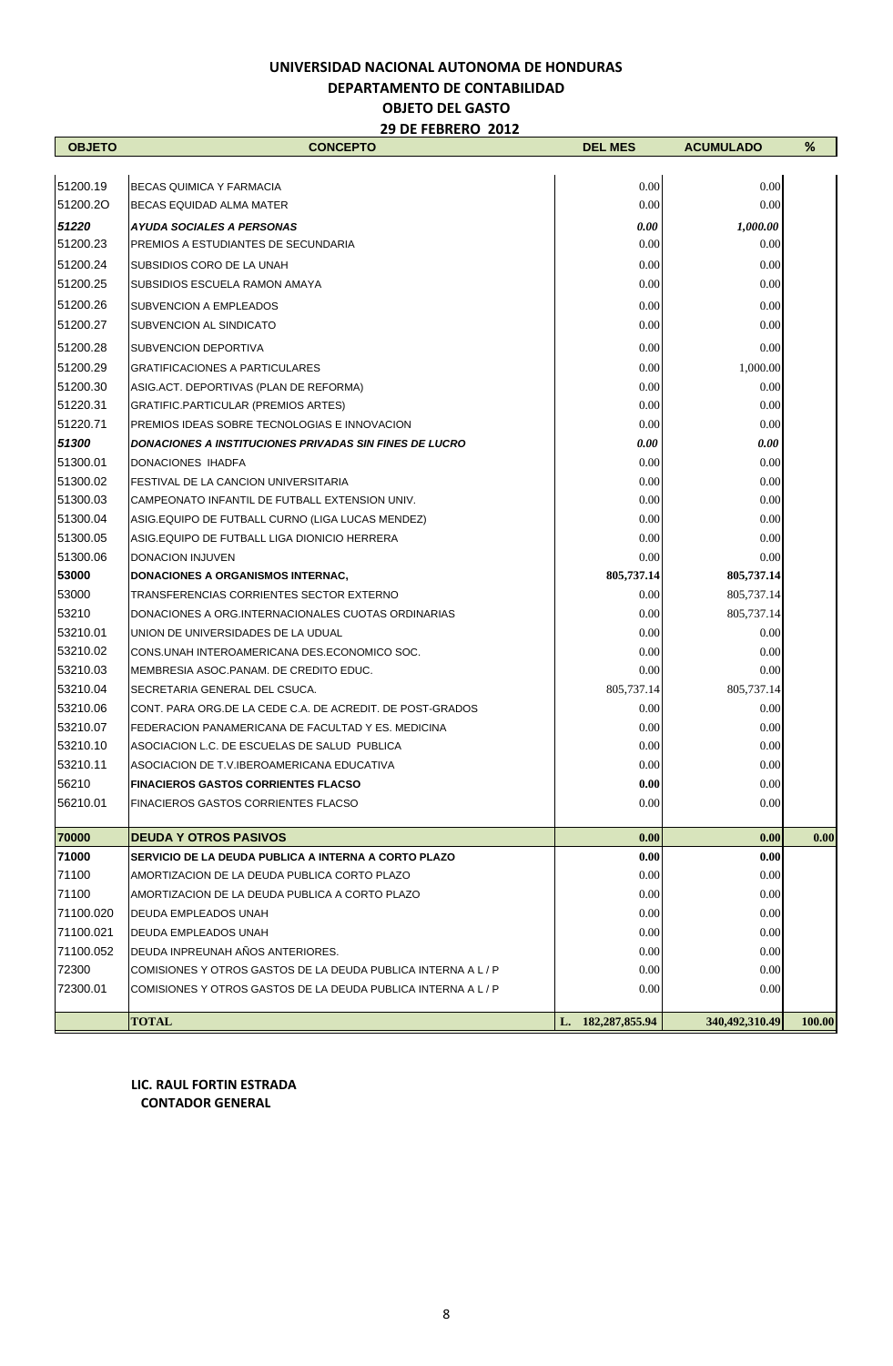**UNIVERSIDAD NACIONAL AUTONOMA DE HONDURAS**
**DEPARTAMENTO DE CONTABILIDAD**
**OBJETO DEL GASTO**
**29 DE FEBRERO 2012**

| OBJETO | CONCEPTO | DEL MES | ACUMULADO | % |
|---|---|---|---|---|
| 51200.19 | BECAS QUIMICA Y FARMACIA | 0.00 | 0.00 | |
| 51200.2O | BECAS EQUIDAD ALMA MATER | 0.00 | 0.00 | |
| ***51220*** | ***AYUDA SOCIALES A PERSONAS*** | ***0.00*** | ***1,000.00*** | |
| 51200.23 | PREMIOS A ESTUDIANTES DE SECUNDARIA | 0.00 | 0.00 | |
| 51200.24 | SUBSIDIOS CORO DE LA UNAH | 0.00 | 0.00 | |
| 51200.25 | SUBSIDIOS ESCUELA RAMON AMAYA | 0.00 | 0.00 | |
| 51200.26 | SUBVENCION A EMPLEADOS | 0.00 | 0.00 | |
| 51200.27 | SUBVENCION AL SINDICATO | 0.00 | 0.00 | |
| 51200.28 | SUBVENCION DEPORTIVA | 0.00 | 0.00 | |
| 51200.29 | GRATIFICACIONES A PARTICULARES | 0.00 | 1,000.00 | |
| 51200.30 | ASIG.ACT. DEPORTIVAS (PLAN DE REFORMA) | 0.00 | 0.00 | |
| 51220.31 | GRATIFIC.PARTICULAR (PREMIOS ARTES) | 0.00 | 0.00 | |
| 51220.71 | PREMIOS IDEAS SOBRE TECNOLOGIAS E INNOVACION | 0.00 | 0.00 | |
| ***51300*** | ***DONACIONES A INSTITUCIONES PRIVADAS SIN FINES DE LUCRO*** | ***0.00*** | ***0.00*** | |
| 51300.01 | DONACIONES IHADFA | 0.00 | 0.00 | |
| 51300.02 | FESTIVAL DE LA CANCION UNIVERSITARIA | 0.00 | 0.00 | |
| 51300.03 | CAMPEONATO INFANTIL DE FUTBALL EXTENSION UNIV. | 0.00 | 0.00 | |
| 51300.04 | ASIG.EQUIPO DE FUTBALL CURNO (LIGA LUCAS MENDEZ) | 0.00 | 0.00 | |
| 51300.05 | ASIG.EQUIPO DE FUTBALL LIGA DIONICIO HERRERA | 0.00 | 0.00 | |
| 51300.06 | DONACION INJUVEN | 0.00 | 0.00 | |
| **53000** | **DONACIONES A ORGANISMOS INTERNAC,** | **805,737.14** | **805,737.14** | |
| 53000 | TRANSFERENCIAS CORRIENTES SECTOR EXTERNO | 0.00 | 805,737.14 | |
| 53210 | DONACIONES A ORG.INTERNACIONALES CUOTAS ORDINARIAS | 0.00 | 805,737.14 | |
| 53210.01 | UNION DE UNIVERSIDADES DE LA UDUAL | 0.00 | 0.00 | |
| 53210.02 | CONS.UNAH INTERAMERICANA DES.ECONOMICO SOC. | 0.00 | 0.00 | |
| 53210.03 | MEMBRESIA ASOC.PANAM. DE CREDITO EDUC. | 0.00 | 0.00 | |
| 53210.04 | SECRETARIA GENERAL DEL CSUCA. | 805,737.14 | 805,737.14 | |
| 53210.06 | CONT. PARA ORG.DE LA CEDE C.A. DE ACREDIT. DE POST-GRADOS | 0.00 | 0.00 | |
| 53210.07 | FEDERACION PANAMERICANA DE FACULTAD Y ES. MEDICINA | 0.00 | 0.00 | |
| 53210.10 | ASOCIACION L.C. DE ESCUELAS DE SALUD PUBLICA | 0.00 | 0.00 | |
| 53210.11 | ASOCIACION DE T.V.IBEROAMERICANA EDUCATIVA | 0.00 | 0.00 | |
| 56210 | **FINACIEROS GASTOS CORRIENTES FLACSO** | **0.00** | 0.00 | |
| 56210.01 | FINACIEROS GASTOS CORRIENTES FLACSO | 0.00 | 0.00 | |
| **70000** | **DEUDA Y OTROS PASIVOS** | **0.00** | **0.00** | **0.00** |
| **71000** | **SERVICIO DE LA DEUDA PUBLICA A INTERNA A CORTO PLAZO** | **0.00** | **0.00** | |
| 71100 | AMORTIZACION DE LA DEUDA PUBLICA CORTO PLAZO | 0.00 | 0.00 | |
| 71100 | AMORTIZACION DE LA DEUDA PUBLICA A CORTO PLAZO | 0.00 | 0.00 | |
| 71100.020 | DEUDA EMPLEADOS UNAH | 0.00 | 0.00 | |
| 71100.021 | DEUDA EMPLEADOS UNAH | 0.00 | 0.00 | |
| 71100.052 | DEUDA INPREUNAH AÑOS ANTERIORES. | 0.00 | 0.00 | |
| 72300 | COMISIONES Y OTROS GASTOS DE LA DEUDA PUBLICA INTERNA A L / P | 0.00 | 0.00 | |
| 72300.01 | COMISIONES Y OTROS GASTOS DE LA DEUDA PUBLICA INTERNA A L / P | 0.00 | 0.00 | |
| | **TOTAL** | **L. 182,287,855.94** | **340,492,310.49** | **100.00** |

**LIC. RAUL FORTIN ESTRADA**
**CONTADOR GENERAL**